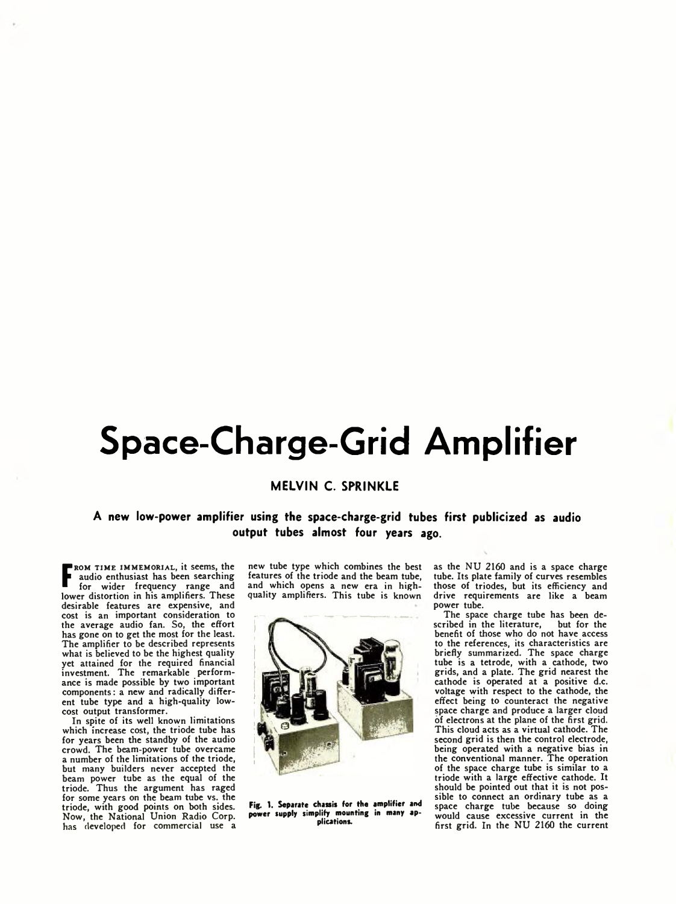# Space-Charge-Grid Amplifier

**MELVIN C. SPRINKLE**

**A new low-power amplifier using the space-charge-grid tubes first publicized as audio output tubes almost four years ago.**

From time immemorial, it seems, the audio enthusiast has been searching for wider frequency range and lower distortion in his amplifiers. These desirable features are expensive, and cost is an important consideration to the average audio fan. So, the effort has gone on to get the most for the least. The amplifier to be described represents what is believed to be the highest quality yet attained for the required financial investment. The remarkable performance is made possible by two important components: a new and radically different tube type and a high-quality low-cost output transformer.

In spite of its well known limitations which increase cost, the triode tube has for years been the standby of the audio crowd. The beam-power tube overcame a number of the limitations of the triode, but many builders never accepted the beam power tube as the equal of the triode. Thus the argument has raged for some years on the beam tube vs. the triode, with good points on both sides. Now, the National Union Radio Corp. has developed for commercial use a new tube type which combines the best features of the triode and the beam tube, and which opens a new era in high-quality amplifiers. This tube is known as the NU 2160 and is a space charge tube. Its plate family of curves resembles those of triodes, but its efficiency and drive requirements are like a beam power tube.

Fig. 1. Separate chassis for the amplifier and power supply simplify mounting in many applications.

The space charge tube has been described in the literature, but for the benefit of those who do not have access to the references, its characteristics are briefly summarized. The space charge tube is a tetrode, with a cathode, two grids, and a plate. The grid nearest the cathode is operated at a positive d.c. voltage with respect to the cathode, the effect being to counteract the negative space charge and produce a larger cloud of electrons at the plane of the first grid. This cloud acts as a virtual cathode. The second grid is then the control electrode, being operated with a negative bias in the conventional manner. The operation of the space charge tube is similar to a triode with a large effective cathode. It should be pointed out that it is not possible to connect an ordinary tube as a space charge tube because so doing would cause excessive current in the first grid. In the NU 2160 the current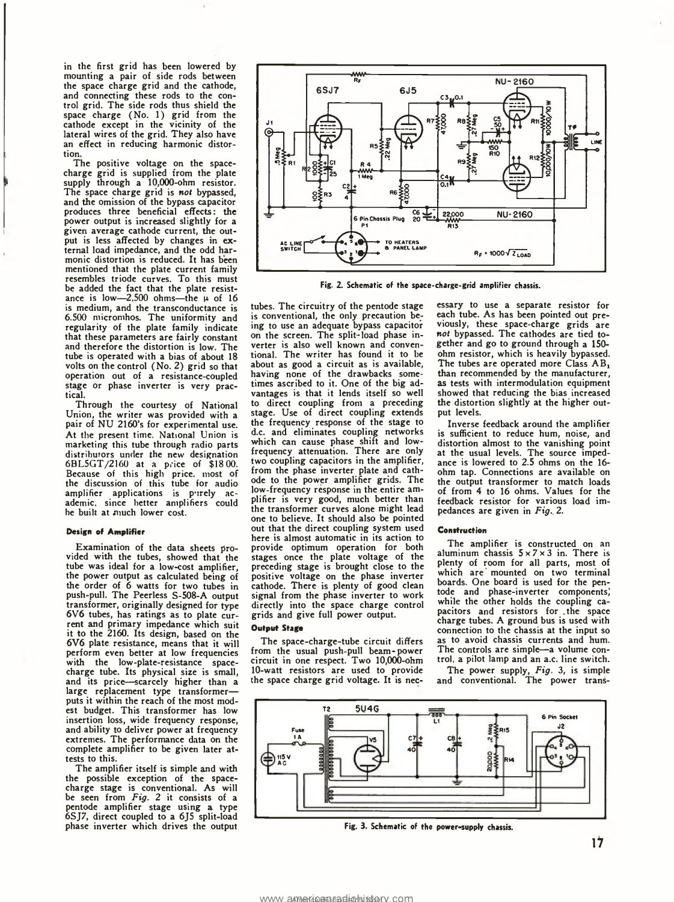in the first grid has been lowered by mounting a pair of side rods between the space charge grid and the cathode, and connecting these rods to the control grid. The side rods thus shield the space charge (No. 1) grid from the cathode except in the vicinity of the lateral wires of the grid. They also have an effect in reducing harmonic distortion.

The positive voltage on the space-charge grid is supplied from the plate supply through a 10,000-ohm resistor. The space charge grid is *not* bypassed, and the omission of the bypass capacitor produces three beneficial effects: the power output is increased slightly for a given average cathode current, the output is less affected by changes in external load impedance, and the odd harmonic distortion is reduced. It has been mentioned that the plate current family resembles triode curves. To this must be added the fact that the plate resistance is low—2,500 ohms—the $\mu$ of 16 is medium, and the transconductance is 6,500 micromhos. The uniformity and regularity of the plate family indicate that these parameters are fairly constant and therefore the distortion is low. The tube is operated with a bias of about 18 volts on the control (No. 2) grid so that operation out of a resistance-coupled stage or phase inverter is very practical.

Through the courtesy of National Union, the writer was provided with a pair of NU 2160's for experimental use. At the present time, National Union is marketing this tube through radio parts distributors under the new designation 6BL5GT/2160 at a price of $18.00. Because of this high price, most of the discussion of this tube for audio amplifier applications is purely academic, since better amplifiers could be built at much lower cost.

#### Design of Amplifier

Examination of the data sheets provided with the tubes, showed that the tube was ideal for a low-cost amplifier, the power output as calculated being of the order of 6 watts for two tubes in push-pull. The Peerless S-508-A output transformer, originally designed for type 6V6 tubes, has ratings as to plate current and primary impedance which suit it to the 2160. Its design, based on the 6V6 plate resistance, means that it will perform even better at low frequencies with the low-plate-resistance space-charge tube. Its physical size is small, and its price—scarcely higher than a large replacement type transformer—puts it within the reach of the most modest budget. This transformer has low insertion loss, wide frequency response, and ability to deliver power at frequency extremes. The performance data on the complete amplifier to be given later attests to this.

The amplifier itself is simple and with the possible exception of the space-charge stage is conventional. As will be seen from *Fig. 2* it consists of a pentode amplifier stage using a type 6SJ7, direct coupled to a 6J5 split-load phase inverter which drives the output tubes. The circuitry of the pentode stage is conventional, the only precaution being to use an adequate bypass capacitor on the screen. The split-load phase inverter is also well known and conventional. The writer has found it to be about as good a circuit as is available, having none of the drawbacks sometimes ascribed to it. One of the big advantages is that it lends itself so well to direct coupling from a preceding stage. Use of direct coupling extends the frequency response of the stage to d.c. and eliminates coupling networks which can cause phase shift and low-frequency attenuation. There are only two coupling capacitors in the amplifier, from the phase inverter plate and cathode to the power amplifier grids. The low-frequency response in the entire amplifier is very good, much better than the transformer curves alone might lead one to believe. It should also be pointed out that the direct coupling system used here is almost automatic in its action to provide optimum operation for both stages once the plate voltage of the preceding stage is brought close to the positive voltage on the phase inverter cathode. There is plenty of good clean signal from the phase inverter to work directly into the space charge control grids and give full power output.

Fig. 2. Schematic of the space-charge-grid amplifier chassis.

#### Output Stage

The space-charge-tube circuit differs from the usual push-pull beam-power circuit in one respect. Two 10,000-ohm 10-watt resistors are used to provide the space charge grid voltage. It is necessary to use a separate resistor for each tube. As has been pointed out previously, these space-charge grids are *not* bypassed. The cathodes are tied together and go to ground through a 150-ohm resistor, which is heavily bypassed. The tubes are operated more Class $AB_1$ than recommended by the manufacturer, as tests with intermodulation equipment showed that reducing the bias increased the distortion slightly at the higher output levels.

Inverse feedback around the amplifier is sufficient to reduce hum, noise, and distortion almost to the vanishing point at the usual levels. The source impedance is lowered to 2.5 ohms on the 16-ohm tap. Connections are available on the output transformer to match loads of from 4 to 16 ohms. Values for the feedback resistor for various load impedances are given in *Fig. 2*.

#### Construction

The amplifier is constructed on an aluminum chassis 5 × 7 × 3 in. There is plenty of room for all parts, most of which are mounted on two terminal boards. One board is used for the pentode and phase-inverter components, while the other holds the coupling capacitors and resistors for the space charge tubes. A ground bus is used with connection to the chassis at the input so as to avoid chassis currents and hum. The controls are simple—a volume control, a pilot lamp and an a.c. line switch.

The power supply, *Fig. 3*, is simple and conventional. The power trans-

Fig. 3. Schematic of the power-supply chassis.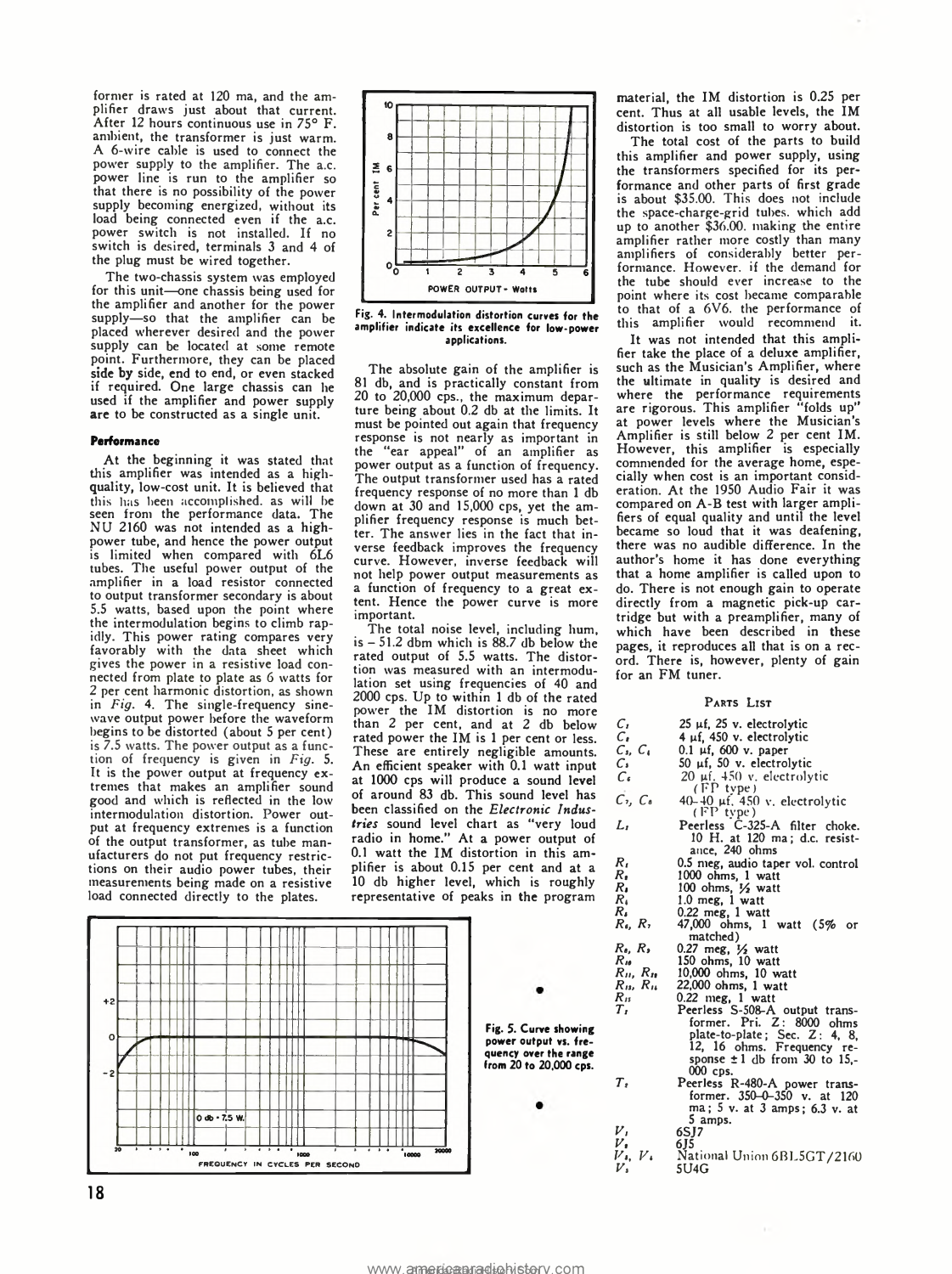former is rated at 120 ma, and the amplifier draws just about that current. After 12 hours continuous use in 75° F. ambient, the transformer is just warm. A 6-wire cable is used to connect the power supply to the amplifier. The a.c. power line is run to the amplifier so that there is no possibility of the power supply becoming energized, without its load being connected even if the a.c. power switch is not installed. If no switch is desired, terminals 3 and 4 of the plug must be wired together.

The two-chassis system was employed for this unit—one chassis being used for the amplifier and another for the power supply—so that the amplifier can be placed wherever desired and the power supply can be located at some remote point. Furthermore, they can be placed side by side, end to end, or even stacked if required. One large chassis can be used if the amplifier and power supply are to be constructed as a single unit.

### Performance

At the beginning it was stated that this amplifier was intended as a high-quality, low-cost unit. It is believed that this has been accomplished. as will be seen from the performance data. The NU 2160 was not intended as a high-power tube, and hence the power output is limited when compared with 6L6 tubes. The useful power output of the amplifier in a load resistor connected to output transformer secondary is about 5.5 watts, based upon the point where the intermodulation begins to climb rapidly. This power rating compares very favorably with the data sheet which gives the power in a resistive load connected from plate to plate as 6 watts for 2 per cent harmonic distortion, as shown in *Fig.* 4. The single-frequency sine-wave output power before the waveform begins to be distorted (about 5 per cent) is 7.5 watts. The power output as a function of frequency is given in *Fig.* 5. It is the power output at frequency extremes that makes an amplifier sound good and which is reflected in the low intermodulation distortion. Power output at frequency extremes is a function of the output transformer, as tube manufacturers do not put frequency restrictions on their audio power tubes, their measurements being made on a resistive load connected directly to the plates.

Per cent IM
0
2
4
6
8
10
0 1 2 3 4 5 6
POWER OUTPUT - Watts

**Fig. 4. Intermodulation distortion curves for the amplifier indicate its excellence for low-power applications.**

The absolute gain of the amplifier is 81 db, and is practically constant from 20 to 20,000 cps., the maximum departure being about 0.2 db at the limits. It must be pointed out again that frequency response is not nearly as important in the "ear appeal" of an amplifier as power output as a function of frequency. The output transformer used has a rated frequency response of no more than 1 db down at 30 and 15,000 cps, yet the amplifier frequency response is much better. The answer lies in the fact that inverse feedback improves the frequency curve. However, inverse feedback will not help power output measurements as a function of frequency to a great extent. Hence the power curve is more important.

The total noise level, including hum, is – 51.2 dbm which is 88.7 db below the rated output of 5.5 watts. The distortion was measured with an intermodulation set using frequencies of 40 and 2000 cps. Up to within 1 db of the rated power the IM distortion is no more than 2 per cent, and at 2 db below rated power the IM is 1 per cent or less. These are entirely negligible amounts. An efficient speaker with 0.1 watt input at 1000 cps will produce a sound level of around 83 db. This sound level has been classified on the *Electronic Industries* sound level chart as "very loud radio in home." At a power output of 0.1 watt the IM distortion in this amplifier is about 0.15 per cent and at a 10 db higher level, which is roughly representative of peaks in the program material, the IM distortion is 0.25 per cent. Thus at all usable levels, the IM distortion is too small to worry about.

The total cost of the parts to build this amplifier and power supply, using the transformers specified for its performance and other parts of first grade is about $35.00. This does not include the space-charge-grid tubes. which add up to another $36.00. making the entire amplifier rather more costly than many amplifiers of considerably better performance. However. if the demand for the tube should ever increase to the point where its cost became comparable to that of a 6V6. the performance of this amplifier would recommend it.

It was not intended that this amplifier take the place of a deluxe amplifier, such as the Musician's Amplifier, where the ultimate in quality is desired and where the performance requirements are rigorous. This amplifier "folds up" at power levels where the Musician's Amplifier is still below 2 per cent IM. However, this amplifier is especially commended for the average home, especially when cost is an important consideration. At the 1950 Audio Fair it was compared on A-B test with larger amplifiers of equal quality and until the level became so loud that it was deafening, there was no audible difference. In the author's home it has done everything that a home amplifier is called upon to do. There is not enough gain to operate directly from a magnetic pick-up cartridge but with a preamplifier, many of which have been described in these pages, it reproduces all that is on a record. There is, however, plenty of gain for an FM tuner.

+2
0
-2
0 db = 7.5 W.
20 100 1000 10000 20000
FREQUENCY IN CYCLES PER SECOND

**Fig. 5. Curve showing power output vs. frequency over the range from 20 to 20,000 cps.**

#### Parts List

| | |
|---|---|
| $C_1$ | 25 µf, 25 v. electrolytic |
| $C_2$ | 4 µf, 450 v. electrolytic |
| $C_3$, $C_4$ | 0.1 µf, 600 v. paper |
| $C_5$ | 50 µf, 50 v. electrolytic |
| $C_6$ | 20 µf, 450 v. electrolytic (FP type) |
| $C_7$, $C_8$ | 40-40 µf, 450 v. electrolytic (FP type) |
| $L_1$ | Peerless C-325-A filter choke. 10 H. at 120 ma; d.c. resistance, 240 ohms |
| $R_1$ | 0.5 meg, audio taper vol. control |
| $R_2$ | 1000 ohms, 1 watt |
| $R_3$ | 100 ohms, ½ watt |
| $R_4$ | 1.0 meg, 1 watt |
| $R_5$ | 0.22 meg, 1 watt |
| $R_6$, $R_7$ | 47,000 ohms, 1 watt (5% or matched) |
| $R_8$, $R_9$ | 0.27 meg, ½ watt |
| $R_{10}$ | 150 ohms, 10 watt |
| $R_{11}$, $R_{12}$ | 10,000 ohms, 10 watt |
| $R_{13}$, $R_{14}$ | 22,000 ohms, 1 watt |
| $R_{15}$ | 0.22 meg, 1 watt |
| $T_1$ | Peerless S-508-A output transformer. Pri. Z: 8000 ohms plate-to-plate; Sec. Z: 4, 8, 12, 16 ohms. Frequency response ±1 db from 30 to 15,000 cps. |
| $T_2$ | Peerless R-480-A power transformer. 350-0-350 v. at 120 ma; 5 v. at 3 amps; 6.3 v. at 5 amps. |
| $V_1$ | 6SJ7 |
| $V_2$ | 6J5 |
| $V_3$, $V_4$ | National Union 6BL5GT/2160 |
| $V_5$ | 5U4G |